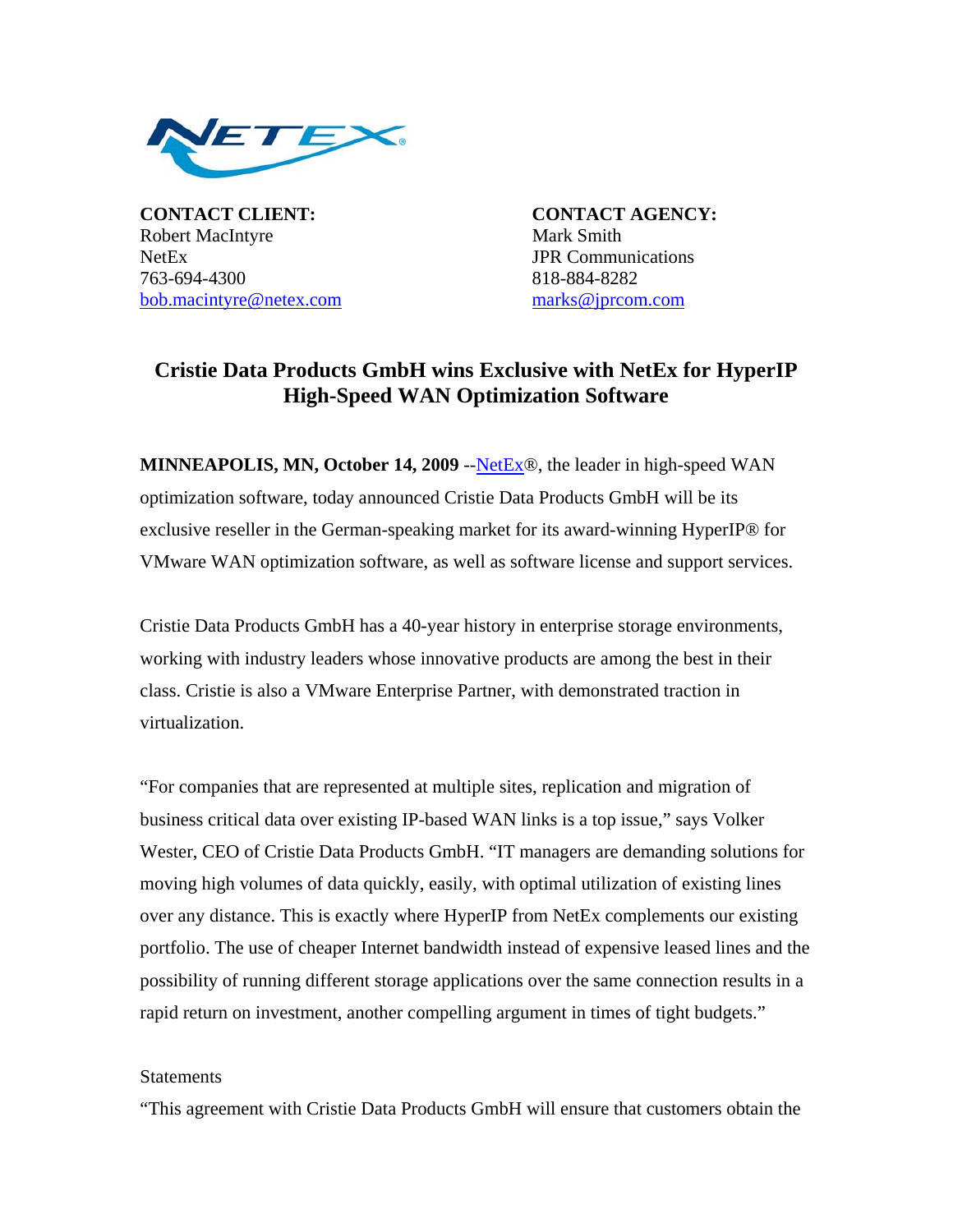**CONTACT CLIENT:**
Robert MacIntyre
NetEx
763-694-4300
bob.macintyre@netex.com

**CONTACT AGENCY:**
Mark Smith
JPR Communications
818-884-8282
marks@jprcom.com

# Cristie Data Products GmbH wins Exclusive with NetEx for HyperIP High-Speed WAN Optimization Software

**MINNEAPOLIS, MN, October 14, 2009** --NetEx®, the leader in high-speed WAN optimization software, today announced Cristie Data Products GmbH will be its exclusive reseller in the German-speaking market for its award-winning HyperIP® for VMware WAN optimization software, as well as software license and support services.

Cristie Data Products GmbH has a 40-year history in enterprise storage environments, working with industry leaders whose innovative products are among the best in their class. Cristie is also a VMware Enterprise Partner, with demonstrated traction in virtualization.

"For companies that are represented at multiple sites, replication and migration of business critical data over existing IP-based WAN links is a top issue," says Volker Wester, CEO of Cristie Data Products GmbH. "IT managers are demanding solutions for moving high volumes of data quickly, easily, with optimal utilization of existing lines over any distance. This is exactly where HyperIP from NetEx complements our existing portfolio. The use of cheaper Internet bandwidth instead of expensive leased lines and the possibility of running different storage applications over the same connection results in a rapid return on investment, another compelling argument in times of tight budgets."

Statements

"This agreement with Cristie Data Products GmbH will ensure that customers obtain the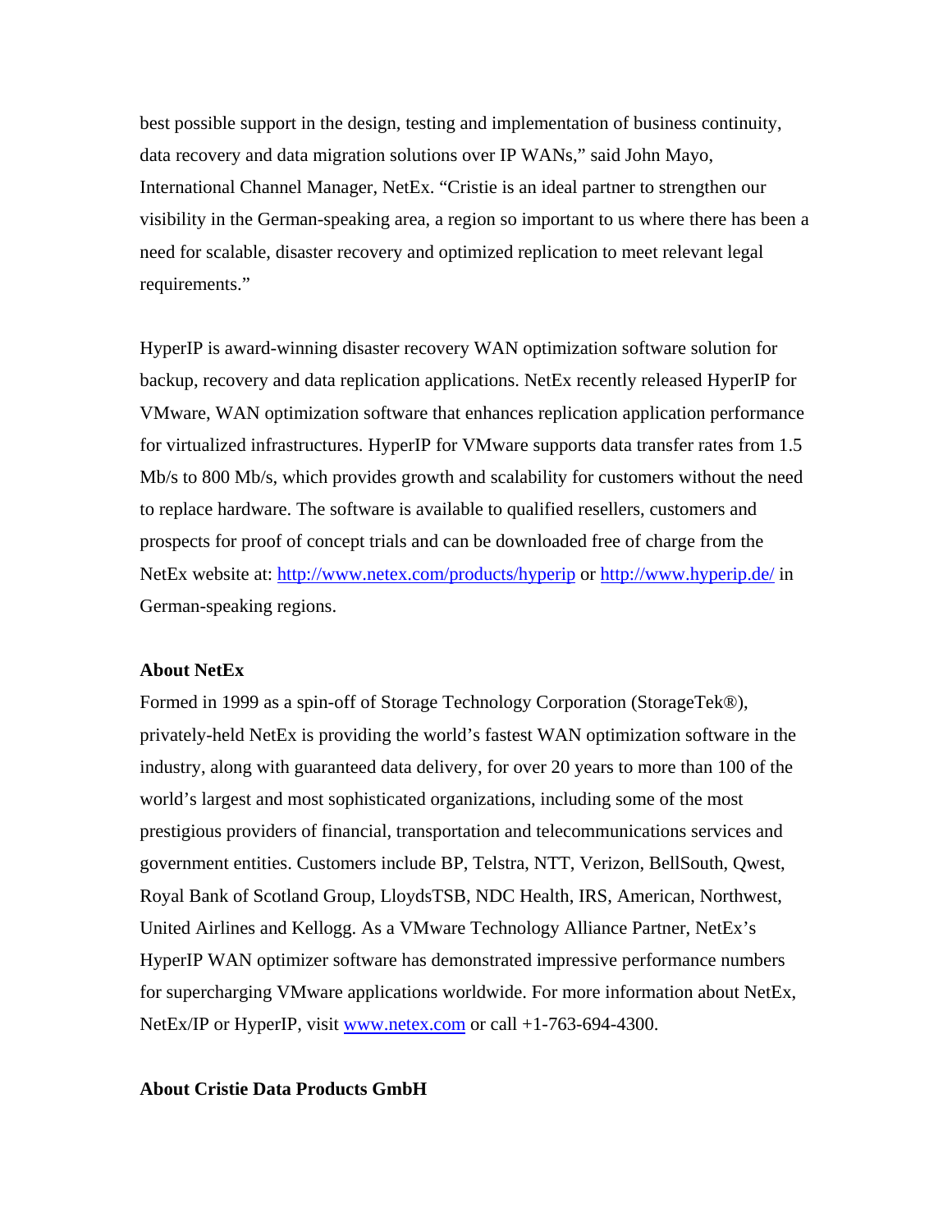best possible support in the design, testing and implementation of business continuity, data recovery and data migration solutions over IP WANs," said John Mayo, International Channel Manager, NetEx. "Cristie is an ideal partner to strengthen our visibility in the German-speaking area, a region so important to us where there has been a need for scalable, disaster recovery and optimized replication to meet relevant legal requirements."

HyperIP is award-winning disaster recovery WAN optimization software solution for backup, recovery and data replication applications. NetEx recently released HyperIP for VMware, WAN optimization software that enhances replication application performance for virtualized infrastructures. HyperIP for VMware supports data transfer rates from 1.5 Mb/s to 800 Mb/s, which provides growth and scalability for customers without the need to replace hardware. The software is available to qualified resellers, customers and prospects for proof of concept trials and can be downloaded free of charge from the NetEx website at: [http://www.netex.com/products/hyperip](http://www.netex.com/products/hyperip) or [http://www.hyperip.de/](http://www.hyperip.de/) in German-speaking regions.

**About NetEx**

Formed in 1999 as a spin-off of Storage Technology Corporation (StorageTek®), privately-held NetEx is providing the world's fastest WAN optimization software in the industry, along with guaranteed data delivery, for over 20 years to more than 100 of the world's largest and most sophisticated organizations, including some of the most prestigious providers of financial, transportation and telecommunications services and government entities. Customers include BP, Telstra, NTT, Verizon, BellSouth, Qwest, Royal Bank of Scotland Group, LloydsTSB, NDC Health, IRS, American, Northwest, United Airlines and Kellogg. As a VMware Technology Alliance Partner, NetEx's HyperIP WAN optimizer software has demonstrated impressive performance numbers for supercharging VMware applications worldwide. For more information about NetEx, NetEx/IP or HyperIP, visit [www.netex.com](http://www.netex.com) or call +1-763-694-4300.

**About Cristie Data Products GmbH**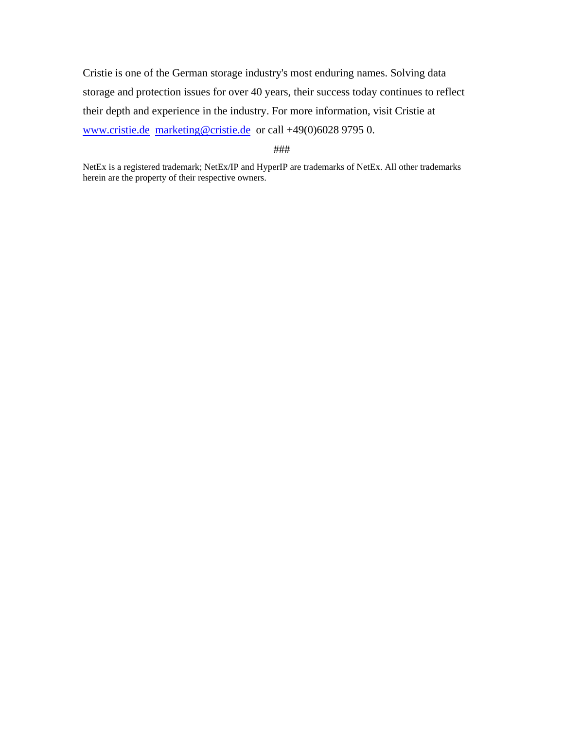Cristie is one of the German storage industry's most enduring names. Solving data storage and protection issues for over 40 years, their success today continues to reflect their depth and experience in the industry. For more information, visit Cristie at [www.cristie.de](http://www.cristie.de) [marketing@cristie.de](mailto:marketing@cristie.de) or call +49(0)6028 9795 0.

###

NetEx is a registered trademark; NetEx/IP and HyperIP are trademarks of NetEx. All other trademarks herein are the property of their respective owners.